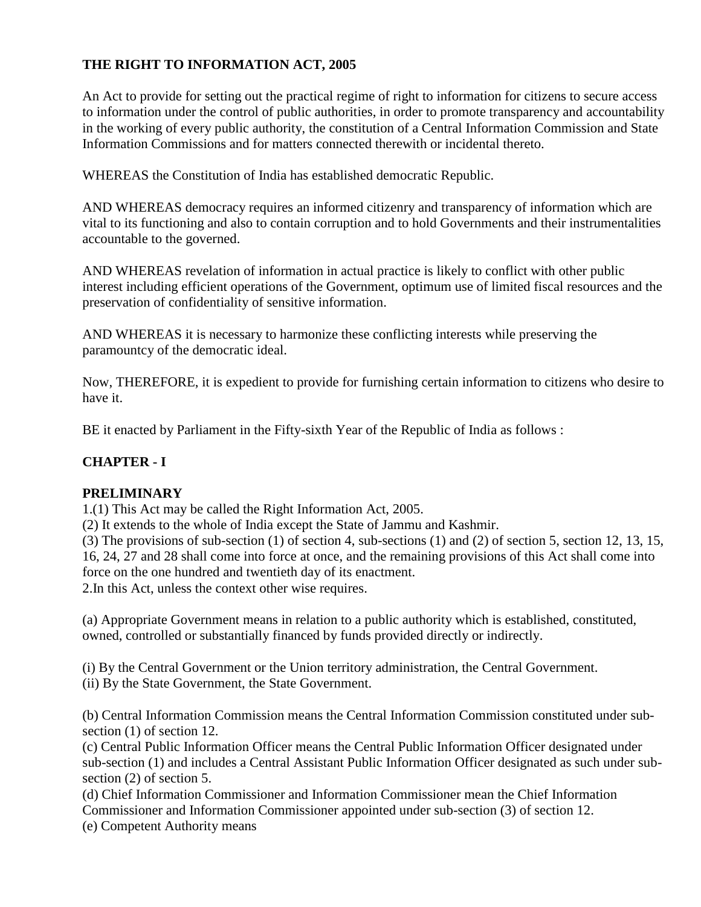**THE RIGHT TO INFORMATION ACT, 2005**

An Act to provide for setting out the practical regime of right to information for citizens to secure access to information under the control of public authorities, in order to promote transparency and accountability in the working of every public authority, the constitution of a Central Information Commission and State Information Commissions and for matters connected therewith or incidental thereto.

WHEREAS the Constitution of India has established democratic Republic.

AND WHEREAS democracy requires an informed citizenry and transparency of information which are vital to its functioning and also to contain corruption and to hold Governments and their instrumentalities accountable to the governed.

AND WHEREAS revelation of information in actual practice is likely to conflict with other public interest including efficient operations of the Government, optimum use of limited fiscal resources and the preservation of confidentiality of sensitive information.

AND WHEREAS it is necessary to harmonize these conflicting interests while preserving the paramountcy of the democratic ideal.

Now, THEREFORE, it is expedient to provide for furnishing certain information to citizens who desire to have it.

BE it enacted by Parliament in the Fifty-sixth Year of the Republic of India as follows :

**CHAPTER - I**

**PRELIMINARY**

1.(1) This Act may be called the Right Information Act, 2005.
(2) It extends to the whole of India except the State of Jammu and Kashmir.
(3) The provisions of sub-section (1) of section 4, sub-sections (1) and (2) of section 5, section 12, 13, 15, 16, 24, 27 and 28 shall come into force at once, and the remaining provisions of this Act shall come into force on the one hundred and twentieth day of its enactment.
2.In this Act, unless the context other wise requires.

(a) Appropriate Government means in relation to a public authority which is established, constituted, owned, controlled or substantially financed by funds provided directly or indirectly.

(i) By the Central Government or the Union territory administration, the Central Government.
(ii) By the State Government, the State Government.

(b) Central Information Commission means the Central Information Commission constituted under sub-section (1) of section 12.
(c) Central Public Information Officer means the Central Public Information Officer designated under sub-section (1) and includes a Central Assistant Public Information Officer designated as such under sub-section (2) of section 5.
(d) Chief Information Commissioner and Information Commissioner mean the Chief Information Commissioner and Information Commissioner appointed under sub-section (3) of section 12.
(e) Competent Authority means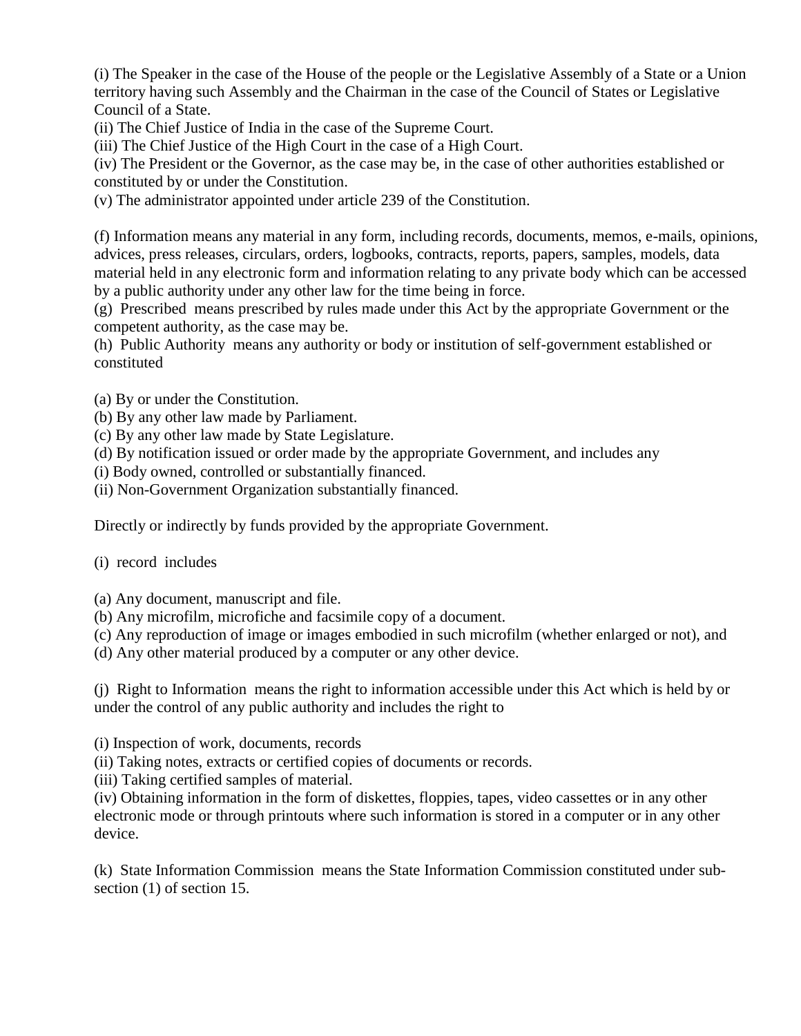(i) The Speaker in the case of the House of the people or the Legislative Assembly of a State or a Union territory having such Assembly and the Chairman in the case of the Council of States or Legislative Council of a State.

(ii) The Chief Justice of India in the case of the Supreme Court.

(iii) The Chief Justice of the High Court in the case of a High Court.

(iv) The President or the Governor, as the case may be, in the case of other authorities established or constituted by or under the Constitution.

(v) The administrator appointed under article 239 of the Constitution.

(f) Information means any material in any form, including records, documents, memos, e-mails, opinions, advices, press releases, circulars, orders, logbooks, contracts, reports, papers, samples, models, data material held in any electronic form and information relating to any private body which can be accessed by a public authority under any other law for the time being in force.

(g) Prescribed means prescribed by rules made under this Act by the appropriate Government or the competent authority, as the case may be.

(h) Public Authority means any authority or body or institution of self-government established or constituted

(a) By or under the Constitution.

(b) By any other law made by Parliament.

(c) By any other law made by State Legislature.

(d) By notification issued or order made by the appropriate Government, and includes any

(i) Body owned, controlled or substantially financed.

(ii) Non-Government Organization substantially financed.

Directly or indirectly by funds provided by the appropriate Government.

(i) record includes

(a) Any document, manuscript and file.

(b) Any microfilm, microfiche and facsimile copy of a document.

(c) Any reproduction of image or images embodied in such microfilm (whether enlarged or not), and

(d) Any other material produced by a computer or any other device.

(j) Right to Information means the right to information accessible under this Act which is held by or under the control of any public authority and includes the right to

(i) Inspection of work, documents, records

(ii) Taking notes, extracts or certified copies of documents or records.

(iii) Taking certified samples of material.

(iv) Obtaining information in the form of diskettes, floppies, tapes, video cassettes or in any other electronic mode or through printouts where such information is stored in a computer or in any other device.

(k) State Information Commission means the State Information Commission constituted under sub-section (1) of section 15.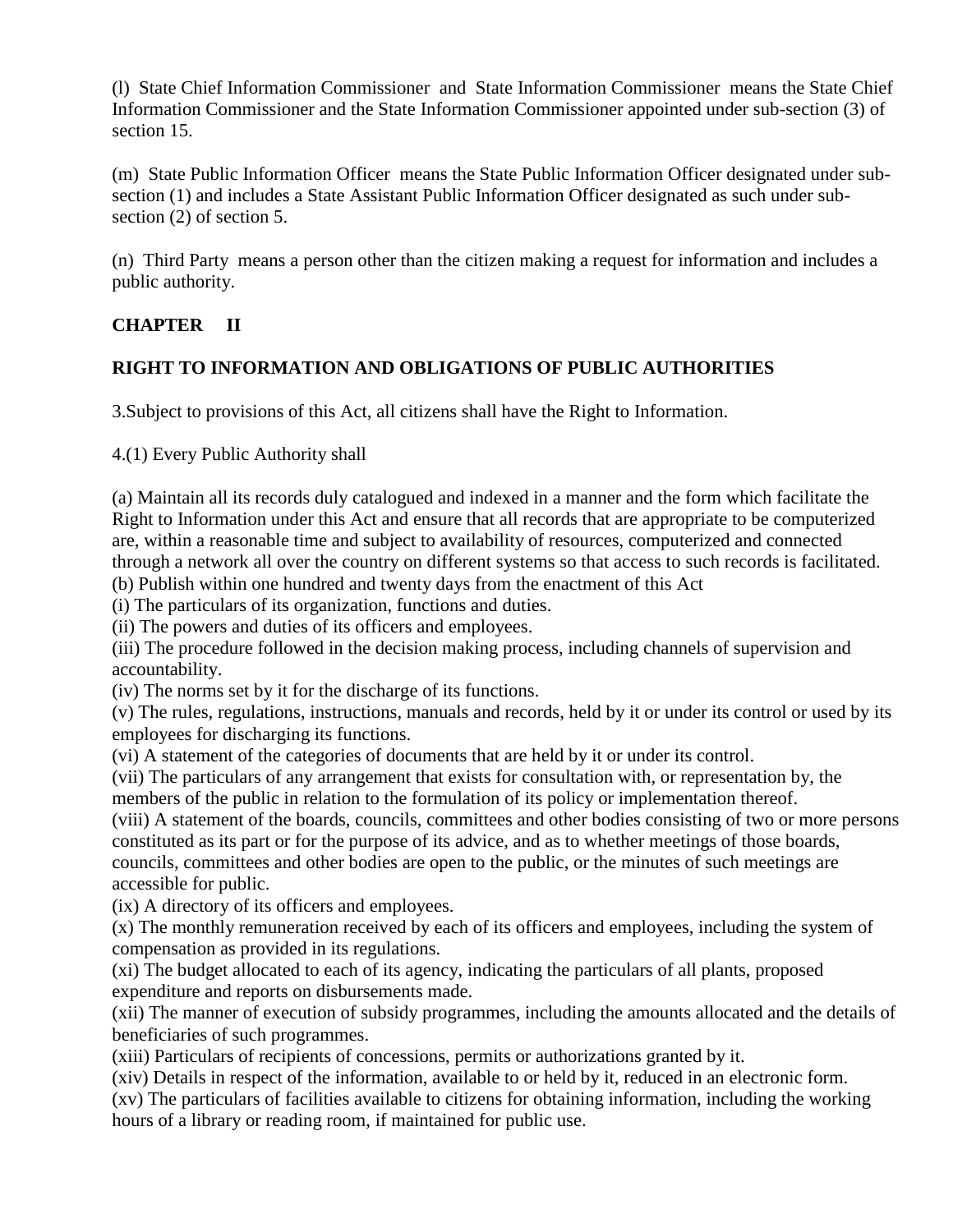(l) State Chief Information Commissioner and State Information Commissioner means the State Chief Information Commissioner and the State Information Commissioner appointed under sub-section (3) of section 15.

(m) State Public Information Officer means the State Public Information Officer designated under sub-section (1) and includes a State Assistant Public Information Officer designated as such under sub-section (2) of section 5.

(n) Third Party means a person other than the citizen making a request for information and includes a public authority.

## CHAPTER II

## RIGHT TO INFORMATION AND OBLIGATIONS OF PUBLIC AUTHORITIES

3.Subject to provisions of this Act, all citizens shall have the Right to Information.

4.(1) Every Public Authority shall

(a) Maintain all its records duly catalogued and indexed in a manner and the form which facilitate the Right to Information under this Act and ensure that all records that are appropriate to be computerized are, within a reasonable time and subject to availability of resources, computerized and connected through a network all over the country on different systems so that access to such records is facilitated.
(b) Publish within one hundred and twenty days from the enactment of this Act
(i) The particulars of its organization, functions and duties.
(ii) The powers and duties of its officers and employees.
(iii) The procedure followed in the decision making process, including channels of supervision and accountability.
(iv) The norms set by it for the discharge of its functions.
(v) The rules, regulations, instructions, manuals and records, held by it or under its control or used by its employees for discharging its functions.
(vi) A statement of the categories of documents that are held by it or under its control.
(vii) The particulars of any arrangement that exists for consultation with, or representation by, the members of the public in relation to the formulation of its policy or implementation thereof.
(viii) A statement of the boards, councils, committees and other bodies consisting of two or more persons constituted as its part or for the purpose of its advice, and as to whether meetings of those boards, councils, committees and other bodies are open to the public, or the minutes of such meetings are accessible for public.
(ix) A directory of its officers and employees.
(x) The monthly remuneration received by each of its officers and employees, including the system of compensation as provided in its regulations.
(xi) The budget allocated to each of its agency, indicating the particulars of all plants, proposed expenditure and reports on disbursements made.
(xii) The manner of execution of subsidy programmes, including the amounts allocated and the details of beneficiaries of such programmes.
(xiii) Particulars of recipients of concessions, permits or authorizations granted by it.
(xiv) Details in respect of the information, available to or held by it, reduced in an electronic form.
(xv) The particulars of facilities available to citizens for obtaining information, including the working hours of a library or reading room, if maintained for public use.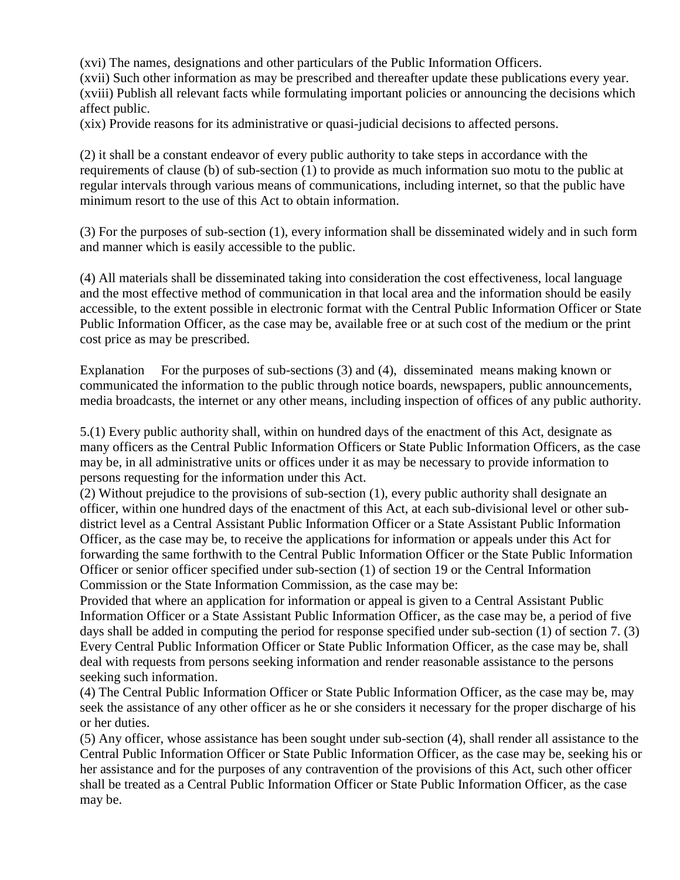(xvi) The names, designations and other particulars of the Public Information Officers.
(xvii) Such other information as may be prescribed and thereafter update these publications every year.
(xviii) Publish all relevant facts while formulating important policies or announcing the decisions which affect public.
(xix) Provide reasons for its administrative or quasi-judicial decisions to affected persons.

(2) it shall be a constant endeavor of every public authority to take steps in accordance with the requirements of clause (b) of sub-section (1) to provide as much information suo motu to the public at regular intervals through various means of communications, including internet, so that the public have minimum resort to the use of this Act to obtain information.

(3) For the purposes of sub-section (1), every information shall be disseminated widely and in such form and manner which is easily accessible to the public.

(4) All materials shall be disseminated taking into consideration the cost effectiveness, local language and the most effective method of communication in that local area and the information should be easily accessible, to the extent possible in electronic format with the Central Public Information Officer or State Public Information Officer, as the case may be, available free or at such cost of the medium or the print cost price as may be prescribed.

Explanation   For the purposes of sub-sections (3) and (4), disseminated means making known or communicated the information to the public through notice boards, newspapers, public announcements, media broadcasts, the internet or any other means, including inspection of offices of any public authority.

5.(1) Every public authority shall, within on hundred days of the enactment of this Act, designate as many officers as the Central Public Information Officers or State Public Information Officers, as the case may be, in all administrative units or offices under it as may be necessary to provide information to persons requesting for the information under this Act.
(2) Without prejudice to the provisions of sub-section (1), every public authority shall designate an officer, within one hundred days of the enactment of this Act, at each sub-divisional level or other sub-district level as a Central Assistant Public Information Officer or a State Assistant Public Information Officer, as the case may be, to receive the applications for information or appeals under this Act for forwarding the same forthwith to the Central Public Information Officer or the State Public Information Officer or senior officer specified under sub-section (1) of section 19 or the Central Information Commission or the State Information Commission, as the case may be:
Provided that where an application for information or appeal is given to a Central Assistant Public Information Officer or a State Assistant Public Information Officer, as the case may be, a period of five days shall be added in computing the period for response specified under sub-section (1) of section 7. (3) Every Central Public Information Officer or State Public Information Officer, as the case may be, shall deal with requests from persons seeking information and render reasonable assistance to the persons seeking such information.
(4) The Central Public Information Officer or State Public Information Officer, as the case may be, may seek the assistance of any other officer as he or she considers it necessary for the proper discharge of his or her duties.
(5) Any officer, whose assistance has been sought under sub-section (4), shall render all assistance to the Central Public Information Officer or State Public Information Officer, as the case may be, seeking his or her assistance and for the purposes of any contravention of the provisions of this Act, such other officer shall be treated as a Central Public Information Officer or State Public Information Officer, as the case may be.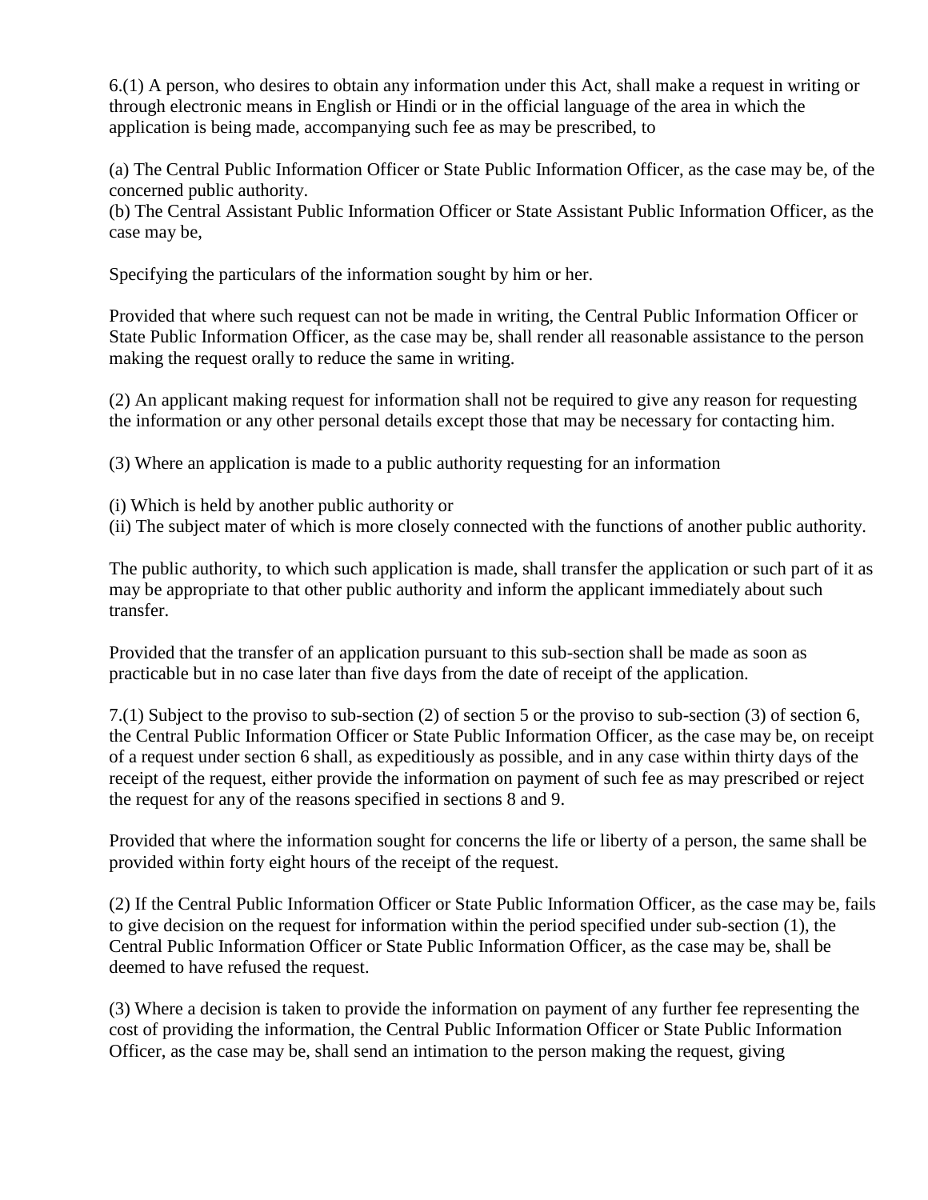6.(1) A person, who desires to obtain any information under this Act, shall make a request in writing or through electronic means in English or Hindi or in the official language of the area in which the application is being made, accompanying such fee as may be prescribed, to

(a) The Central Public Information Officer or State Public Information Officer, as the case may be, of the concerned public authority.
(b) The Central Assistant Public Information Officer or State Assistant Public Information Officer, as the case may be,

Specifying the particulars of the information sought by him or her.

Provided that where such request can not be made in writing, the Central Public Information Officer or State Public Information Officer, as the case may be, shall render all reasonable assistance to the person making the request orally to reduce the same in writing.

(2) An applicant making request for information shall not be required to give any reason for requesting the information or any other personal details except those that may be necessary for contacting him.

(3) Where an application is made to a public authority requesting for an information

(i) Which is held by another public authority or
(ii) The subject mater of which is more closely connected with the functions of another public authority.

The public authority, to which such application is made, shall transfer the application or such part of it as may be appropriate to that other public authority and inform the applicant immediately about such transfer.

Provided that the transfer of an application pursuant to this sub-section shall be made as soon as practicable but in no case later than five days from the date of receipt of the application.

7.(1) Subject to the proviso to sub-section (2) of section 5 or the proviso to sub-section (3) of section 6, the Central Public Information Officer or State Public Information Officer, as the case may be, on receipt of a request under section 6 shall, as expeditiously as possible, and in any case within thirty days of the receipt of the request, either provide the information on payment of such fee as may prescribed or reject the request for any of the reasons specified in sections 8 and 9.

Provided that where the information sought for concerns the life or liberty of a person, the same shall be provided within forty eight hours of the receipt of the request.

(2) If the Central Public Information Officer or State Public Information Officer, as the case may be, fails to give decision on the request for information within the period specified under sub-section (1), the Central Public Information Officer or State Public Information Officer, as the case may be, shall be deemed to have refused the request.

(3) Where a decision is taken to provide the information on payment of any further fee representing the cost of providing the information, the Central Public Information Officer or State Public Information Officer, as the case may be, shall send an intimation to the person making the request, giving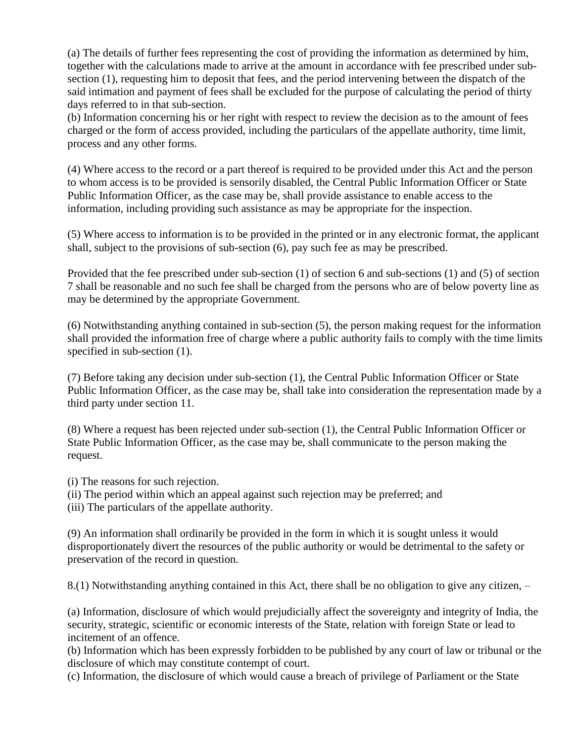(a) The details of further fees representing the cost of providing the information as determined by him, together with the calculations made to arrive at the amount in accordance with fee prescribed under sub-section (1), requesting him to deposit that fees, and the period intervening between the dispatch of the said intimation and payment of fees shall be excluded for the purpose of calculating the period of thirty days referred to in that sub-section.
(b) Information concerning his or her right with respect to review the decision as to the amount of fees charged or the form of access provided, including the particulars of the appellate authority, time limit, process and any other forms.

(4) Where access to the record or a part thereof is required to be provided under this Act and the person to whom access is to be provided is sensorily disabled, the Central Public Information Officer or State Public Information Officer, as the case may be, shall provide assistance to enable access to the information, including providing such assistance as may be appropriate for the inspection.

(5) Where access to information is to be provided in the printed or in any electronic format, the applicant shall, subject to the provisions of sub-section (6), pay such fee as may be prescribed.

Provided that the fee prescribed under sub-section (1) of section 6 and sub-sections (1) and (5) of section 7 shall be reasonable and no such fee shall be charged from the persons who are of below poverty line as may be determined by the appropriate Government.

(6) Notwithstanding anything contained in sub-section (5), the person making request for the information shall provided the information free of charge where a public authority fails to comply with the time limits specified in sub-section (1).

(7) Before taking any decision under sub-section (1), the Central Public Information Officer or State Public Information Officer, as the case may be, shall take into consideration the representation made by a third party under section 11.

(8) Where a request has been rejected under sub-section (1), the Central Public Information Officer or State Public Information Officer, as the case may be, shall communicate to the person making the request.

(i) The reasons for such rejection.
(ii) The period within which an appeal against such rejection may be preferred; and
(iii) The particulars of the appellate authority.

(9) An information shall ordinarily be provided in the form in which it is sought unless it would disproportionately divert the resources of the public authority or would be detrimental to the safety or preservation of the record in question.

8.(1) Notwithstanding anything contained in this Act, there shall be no obligation to give any citizen, –

(a) Information, disclosure of which would prejudicially affect the sovereignty and integrity of India, the security, strategic, scientific or economic interests of the State, relation with foreign State or lead to incitement of an offence.
(b) Information which has been expressly forbidden to be published by any court of law or tribunal or the disclosure of which may constitute contempt of court.
(c) Information, the disclosure of which would cause a breach of privilege of Parliament or the State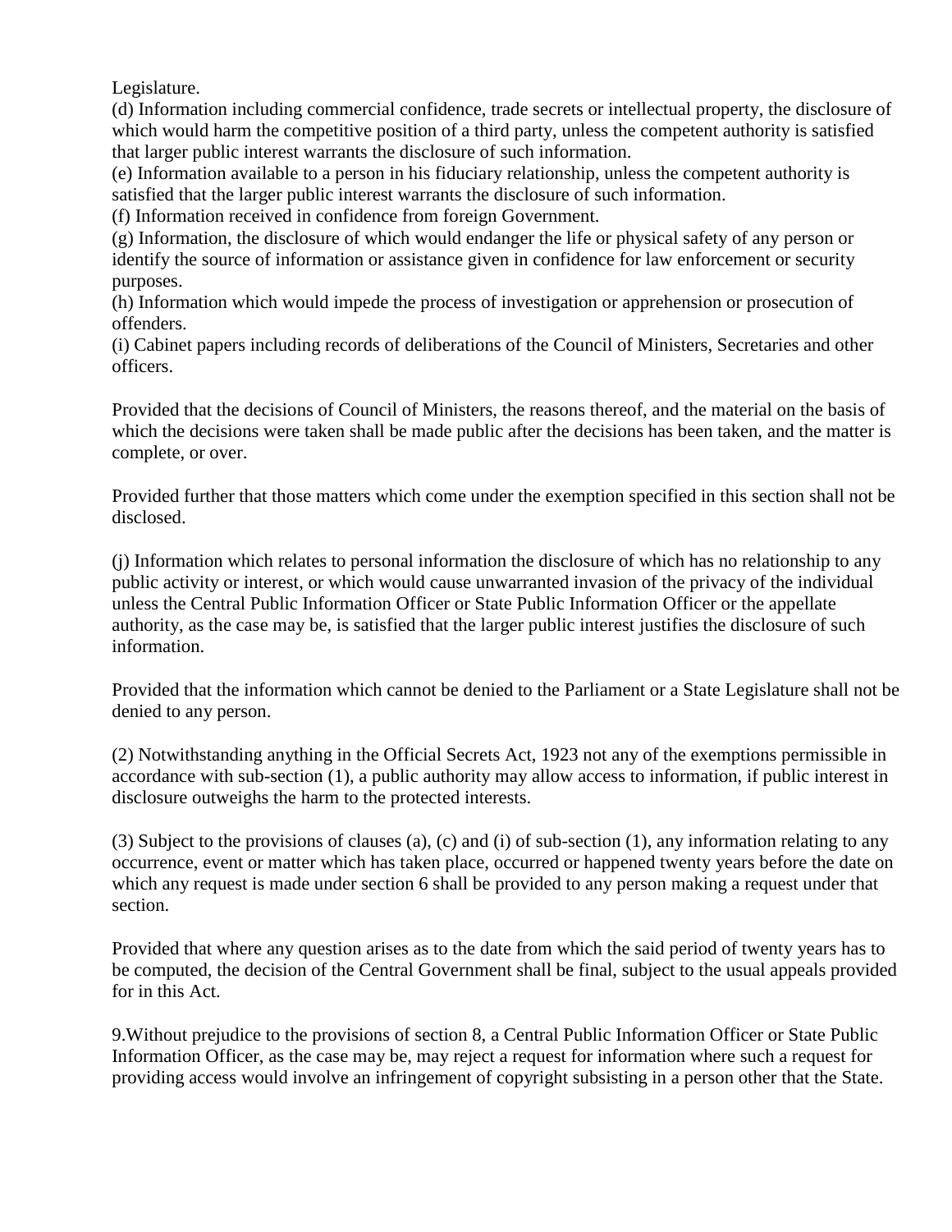Legislature.

(d) Information including commercial confidence, trade secrets or intellectual property, the disclosure of which would harm the competitive position of a third party, unless the competent authority is satisfied that larger public interest warrants the disclosure of such information.

(e) Information available to a person in his fiduciary relationship, unless the competent authority is satisfied that the larger public interest warrants the disclosure of such information.

(f) Information received in confidence from foreign Government.

(g) Information, the disclosure of which would endanger the life or physical safety of any person or identify the source of information or assistance given in confidence for law enforcement or security purposes.

(h) Information which would impede the process of investigation or apprehension or prosecution of offenders.

(i) Cabinet papers including records of deliberations of the Council of Ministers, Secretaries and other officers.

Provided that the decisions of Council of Ministers, the reasons thereof, and the material on the basis of which the decisions were taken shall be made public after the decisions has been taken, and the matter is complete, or over.

Provided further that those matters which come under the exemption specified in this section shall not be disclosed.

(j) Information which relates to personal information the disclosure of which has no relationship to any public activity or interest, or which would cause unwarranted invasion of the privacy of the individual unless the Central Public Information Officer or State Public Information Officer or the appellate authority, as the case may be, is satisfied that the larger public interest justifies the disclosure of such information.

Provided that the information which cannot be denied to the Parliament or a State Legislature shall not be denied to any person.

(2) Notwithstanding anything in the Official Secrets Act, 1923 not any of the exemptions permissible in accordance with sub-section (1), a public authority may allow access to information, if public interest in disclosure outweighs the harm to the protected interests.

(3) Subject to the provisions of clauses (a), (c) and (i) of sub-section (1), any information relating to any occurrence, event or matter which has taken place, occurred or happened twenty years before the date on which any request is made under section 6 shall be provided to any person making a request under that section.

Provided that where any question arises as to the date from which the said period of twenty years has to be computed, the decision of the Central Government shall be final, subject to the usual appeals provided for in this Act.

9.Without prejudice to the provisions of section 8, a Central Public Information Officer or State Public Information Officer, as the case may be, may reject a request for information where such a request for providing access would involve an infringement of copyright subsisting in a person other that the State.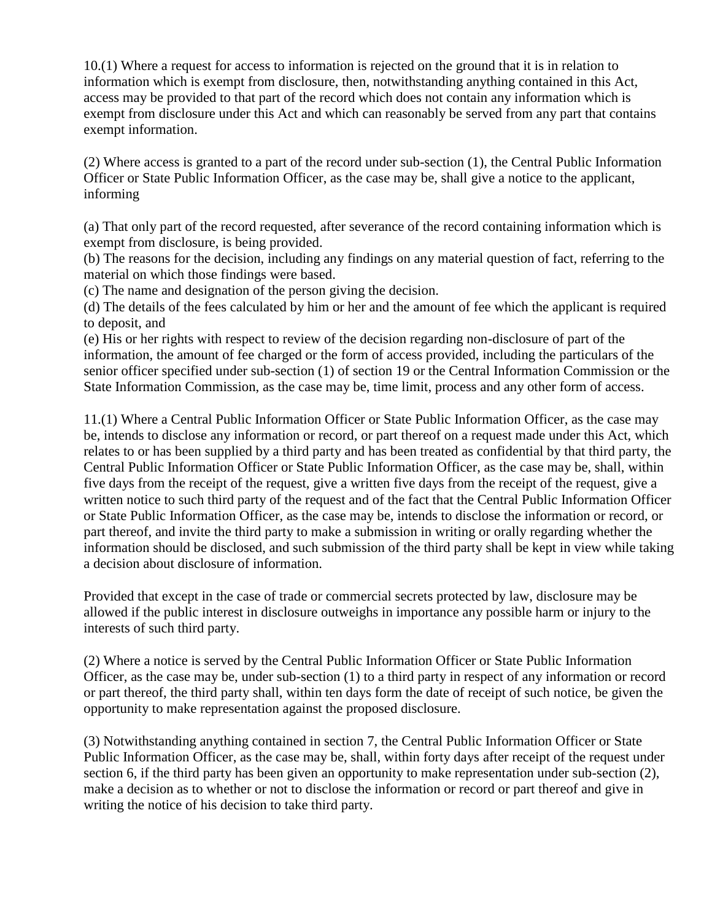10.(1) Where a request for access to information is rejected on the ground that it is in relation to information which is exempt from disclosure, then, notwithstanding anything contained in this Act, access may be provided to that part of the record which does not contain any information which is exempt from disclosure under this Act and which can reasonably be served from any part that contains exempt information.

(2) Where access is granted to a part of the record under sub-section (1), the Central Public Information Officer or State Public Information Officer, as the case may be, shall give a notice to the applicant, informing

(a) That only part of the record requested, after severance of the record containing information which is exempt from disclosure, is being provided.
(b) The reasons for the decision, including any findings on any material question of fact, referring to the material on which those findings were based.
(c) The name and designation of the person giving the decision.
(d) The details of the fees calculated by him or her and the amount of fee which the applicant is required to deposit, and
(e) His or her rights with respect to review of the decision regarding non-disclosure of part of the information, the amount of fee charged or the form of access provided, including the particulars of the senior officer specified under sub-section (1) of section 19 or the Central Information Commission or the State Information Commission, as the case may be, time limit, process and any other form of access.

11.(1) Where a Central Public Information Officer or State Public Information Officer, as the case may be, intends to disclose any information or record, or part thereof on a request made under this Act, which relates to or has been supplied by a third party and has been treated as confidential by that third party, the Central Public Information Officer or State Public Information Officer, as the case may be, shall, within five days from the receipt of the request, give a written five days from the receipt of the request, give a written notice to such third party of the request and of the fact that the Central Public Information Officer or State Public Information Officer, as the case may be, intends to disclose the information or record, or part thereof, and invite the third party to make a submission in writing or orally regarding whether the information should be disclosed, and such submission of the third party shall be kept in view while taking a decision about disclosure of information.

Provided that except in the case of trade or commercial secrets protected by law, disclosure may be allowed if the public interest in disclosure outweighs in importance any possible harm or injury to the interests of such third party.

(2) Where a notice is served by the Central Public Information Officer or State Public Information Officer, as the case may be, under sub-section (1) to a third party in respect of any information or record or part thereof, the third party shall, within ten days form the date of receipt of such notice, be given the opportunity to make representation against the proposed disclosure.

(3) Notwithstanding anything contained in section 7, the Central Public Information Officer or State Public Information Officer, as the case may be, shall, within forty days after receipt of the request under section 6, if the third party has been given an opportunity to make representation under sub-section (2), make a decision as to whether or not to disclose the information or record or part thereof and give in writing the notice of his decision to take third party.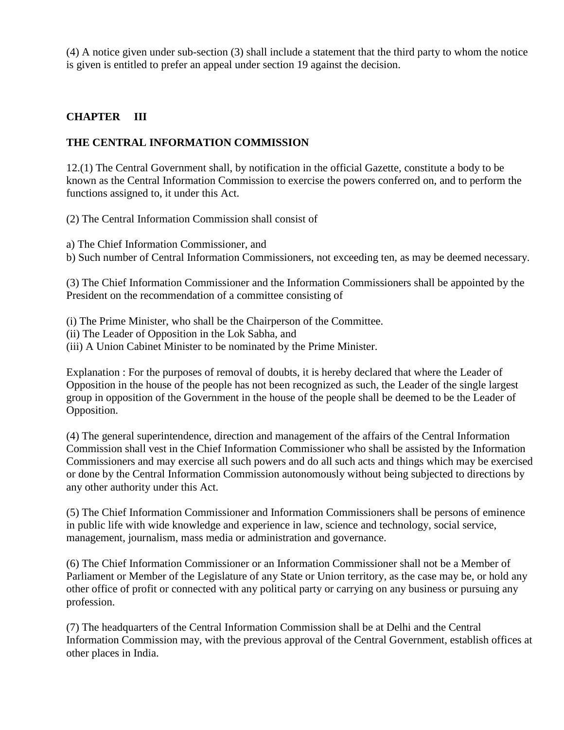(4) A notice given under sub-section (3) shall include a statement that the third party to whom the notice is given is entitled to prefer an appeal under section 19 against the decision.

## CHAPTER III

## THE CENTRAL INFORMATION COMMISSION

12.(1) The Central Government shall, by notification in the official Gazette, constitute a body to be known as the Central Information Commission to exercise the powers conferred on, and to perform the functions assigned to, it under this Act.

(2) The Central Information Commission shall consist of

a) The Chief Information Commissioner, and
b) Such number of Central Information Commissioners, not exceeding ten, as may be deemed necessary.

(3) The Chief Information Commissioner and the Information Commissioners shall be appointed by the President on the recommendation of a committee consisting of

(i) The Prime Minister, who shall be the Chairperson of the Committee.
(ii) The Leader of Opposition in the Lok Sabha, and
(iii) A Union Cabinet Minister to be nominated by the Prime Minister.

Explanation : For the purposes of removal of doubts, it is hereby declared that where the Leader of Opposition in the house of the people has not been recognized as such, the Leader of the single largest group in opposition of the Government in the house of the people shall be deemed to be the Leader of Opposition.

(4) The general superintendence, direction and management of the affairs of the Central Information Commission shall vest in the Chief Information Commissioner who shall be assisted by the Information Commissioners and may exercise all such powers and do all such acts and things which may be exercised or done by the Central Information Commission autonomously without being subjected to directions by any other authority under this Act.

(5) The Chief Information Commissioner and Information Commissioners shall be persons of eminence in public life with wide knowledge and experience in law, science and technology, social service, management, journalism, mass media or administration and governance.

(6) The Chief Information Commissioner or an Information Commissioner shall not be a Member of Parliament or Member of the Legislature of any State or Union territory, as the case may be, or hold any other office of profit or connected with any political party or carrying on any business or pursuing any profession.

(7) The headquarters of the Central Information Commission shall be at Delhi and the Central Information Commission may, with the previous approval of the Central Government, establish offices at other places in India.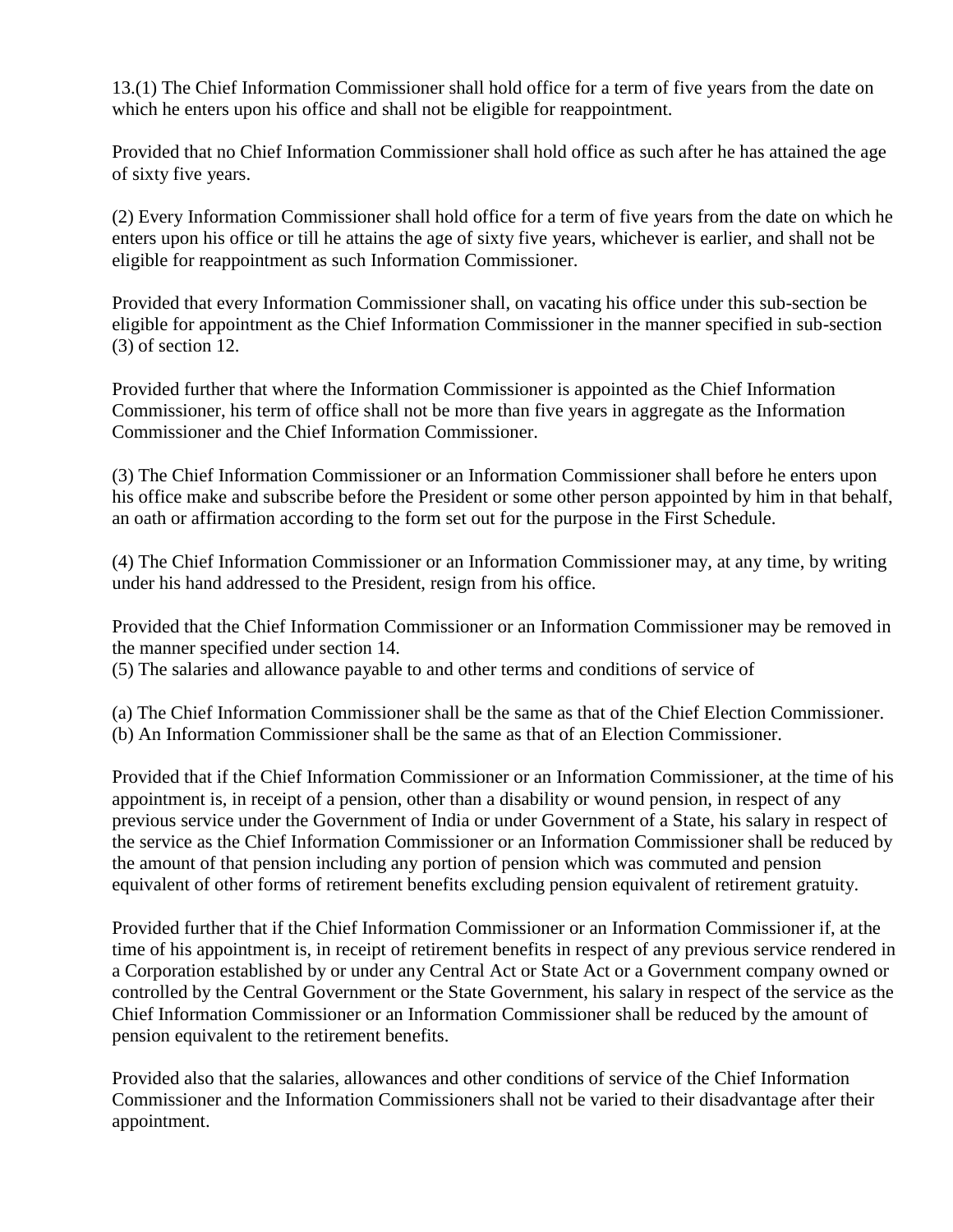13.(1) The Chief Information Commissioner shall hold office for a term of five years from the date on which he enters upon his office and shall not be eligible for reappointment.

Provided that no Chief Information Commissioner shall hold office as such after he has attained the age of sixty five years.

(2) Every Information Commissioner shall hold office for a term of five years from the date on which he enters upon his office or till he attains the age of sixty five years, whichever is earlier, and shall not be eligible for reappointment as such Information Commissioner.

Provided that every Information Commissioner shall, on vacating his office under this sub-section be eligible for appointment as the Chief Information Commissioner in the manner specified in sub-section (3) of section 12.

Provided further that where the Information Commissioner is appointed as the Chief Information Commissioner, his term of office shall not be more than five years in aggregate as the Information Commissioner and the Chief Information Commissioner.

(3) The Chief Information Commissioner or an Information Commissioner shall before he enters upon his office make and subscribe before the President or some other person appointed by him in that behalf, an oath or affirmation according to the form set out for the purpose in the First Schedule.

(4) The Chief Information Commissioner or an Information Commissioner may, at any time, by writing under his hand addressed to the President, resign from his office.

Provided that the Chief Information Commissioner or an Information Commissioner may be removed in the manner specified under section 14.

(5) The salaries and allowance payable to and other terms and conditions of service of

(a) The Chief Information Commissioner shall be the same as that of the Chief Election Commissioner.

(b) An Information Commissioner shall be the same as that of an Election Commissioner.

Provided that if the Chief Information Commissioner or an Information Commissioner, at the time of his appointment is, in receipt of a pension, other than a disability or wound pension, in respect of any previous service under the Government of India or under Government of a State, his salary in respect of the service as the Chief Information Commissioner or an Information Commissioner shall be reduced by the amount of that pension including any portion of pension which was commuted and pension equivalent of other forms of retirement benefits excluding pension equivalent of retirement gratuity.

Provided further that if the Chief Information Commissioner or an Information Commissioner if, at the time of his appointment is, in receipt of retirement benefits in respect of any previous service rendered in a Corporation established by or under any Central Act or State Act or a Government company owned or controlled by the Central Government or the State Government, his salary in respect of the service as the Chief Information Commissioner or an Information Commissioner shall be reduced by the amount of pension equivalent to the retirement benefits.

Provided also that the salaries, allowances and other conditions of service of the Chief Information Commissioner and the Information Commissioners shall not be varied to their disadvantage after their appointment.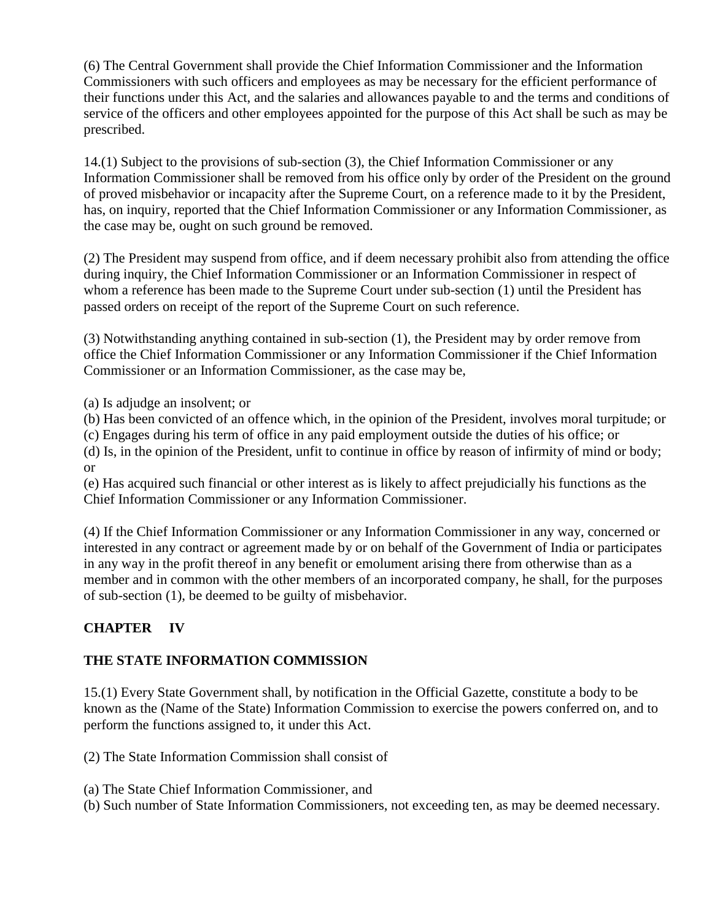(6) The Central Government shall provide the Chief Information Commissioner and the Information Commissioners with such officers and employees as may be necessary for the efficient performance of their functions under this Act, and the salaries and allowances payable to and the terms and conditions of service of the officers and other employees appointed for the purpose of this Act shall be such as may be prescribed.

14.(1) Subject to the provisions of sub-section (3), the Chief Information Commissioner or any Information Commissioner shall be removed from his office only by order of the President on the ground of proved misbehavior or incapacity after the Supreme Court, on a reference made to it by the President, has, on inquiry, reported that the Chief Information Commissioner or any Information Commissioner, as the case may be, ought on such ground be removed.

(2) The President may suspend from office, and if deem necessary prohibit also from attending the office during inquiry, the Chief Information Commissioner or an Information Commissioner in respect of whom a reference has been made to the Supreme Court under sub-section (1) until the President has passed orders on receipt of the report of the Supreme Court on such reference.

(3) Notwithstanding anything contained in sub-section (1), the President may by order remove from office the Chief Information Commissioner or any Information Commissioner if the Chief Information Commissioner or an Information Commissioner, as the case may be,

(a) Is adjudge an insolvent; or
(b) Has been convicted of an offence which, in the opinion of the President, involves moral turpitude; or
(c) Engages during his term of office in any paid employment outside the duties of his office; or
(d) Is, in the opinion of the President, unfit to continue in office by reason of infirmity of mind or body; or
(e) Has acquired such financial or other interest as is likely to affect prejudicially his functions as the Chief Information Commissioner or any Information Commissioner.

(4) If the Chief Information Commissioner or any Information Commissioner in any way, concerned or interested in any contract or agreement made by or on behalf of the Government of India or participates in any way in the profit thereof in any benefit or emolument arising there from otherwise than as a member and in common with the other members of an incorporated company, he shall, for the purposes of sub-section (1), be deemed to be guilty of misbehavior.

## CHAPTER IV

## THE STATE INFORMATION COMMISSION

15.(1) Every State Government shall, by notification in the Official Gazette, constitute a body to be known as the (Name of the State) Information Commission to exercise the powers conferred on, and to perform the functions assigned to, it under this Act.

(2) The State Information Commission shall consist of

(a) The State Chief Information Commissioner, and
(b) Such number of State Information Commissioners, not exceeding ten, as may be deemed necessary.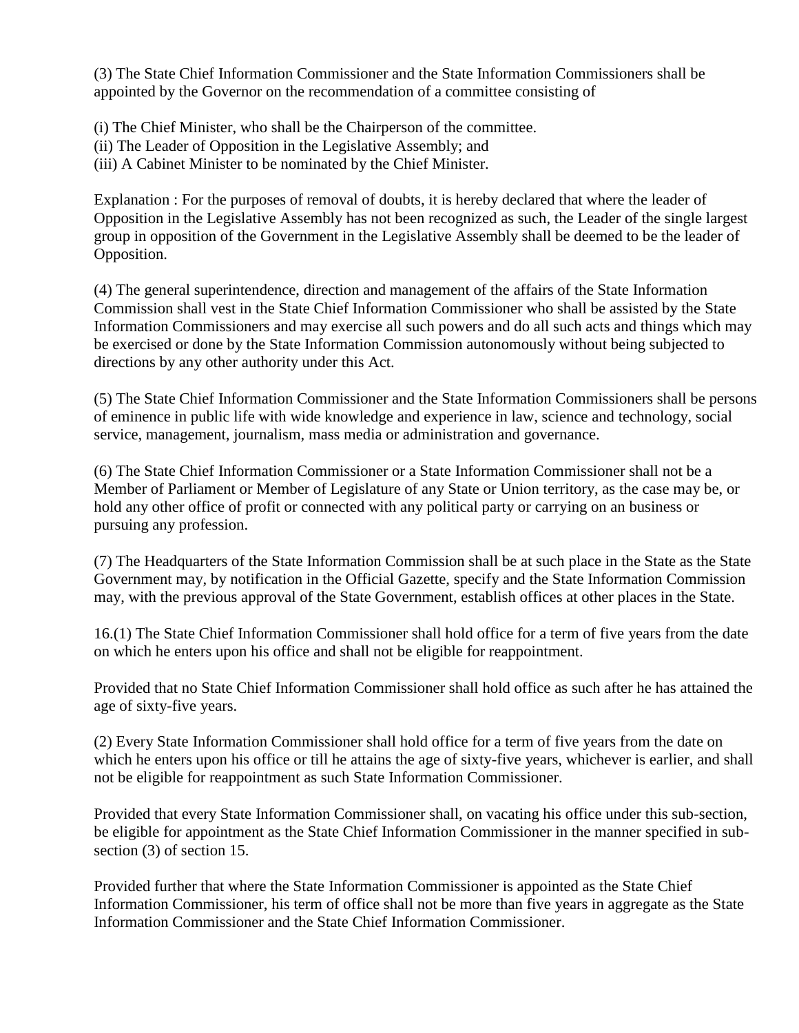(3) The State Chief Information Commissioner and the State Information Commissioners shall be appointed by the Governor on the recommendation of a committee consisting of

(i) The Chief Minister, who shall be the Chairperson of the committee.
(ii) The Leader of Opposition in the Legislative Assembly; and
(iii) A Cabinet Minister to be nominated by the Chief Minister.

Explanation : For the purposes of removal of doubts, it is hereby declared that where the leader of Opposition in the Legislative Assembly has not been recognized as such, the Leader of the single largest group in opposition of the Government in the Legislative Assembly shall be deemed to be the leader of Opposition.

(4) The general superintendence, direction and management of the affairs of the State Information Commission shall vest in the State Chief Information Commissioner who shall be assisted by the State Information Commissioners and may exercise all such powers and do all such acts and things which may be exercised or done by the State Information Commission autonomously without being subjected to directions by any other authority under this Act.

(5) The State Chief Information Commissioner and the State Information Commissioners shall be persons of eminence in public life with wide knowledge and experience in law, science and technology, social service, management, journalism, mass media or administration and governance.

(6) The State Chief Information Commissioner or a State Information Commissioner shall not be a Member of Parliament or Member of Legislature of any State or Union territory, as the case may be, or hold any other office of profit or connected with any political party or carrying on an business or pursuing any profession.

(7) The Headquarters of the State Information Commission shall be at such place in the State as the State Government may, by notification in the Official Gazette, specify and the State Information Commission may, with the previous approval of the State Government, establish offices at other places in the State.

16.(1) The State Chief Information Commissioner shall hold office for a term of five years from the date on which he enters upon his office and shall not be eligible for reappointment.

Provided that no State Chief Information Commissioner shall hold office as such after he has attained the age of sixty-five years.

(2) Every State Information Commissioner shall hold office for a term of five years from the date on which he enters upon his office or till he attains the age of sixty-five years, whichever is earlier, and shall not be eligible for reappointment as such State Information Commissioner.

Provided that every State Information Commissioner shall, on vacating his office under this sub-section, be eligible for appointment as the State Chief Information Commissioner in the manner specified in sub-section (3) of section 15.

Provided further that where the State Information Commissioner is appointed as the State Chief Information Commissioner, his term of office shall not be more than five years in aggregate as the State Information Commissioner and the State Chief Information Commissioner.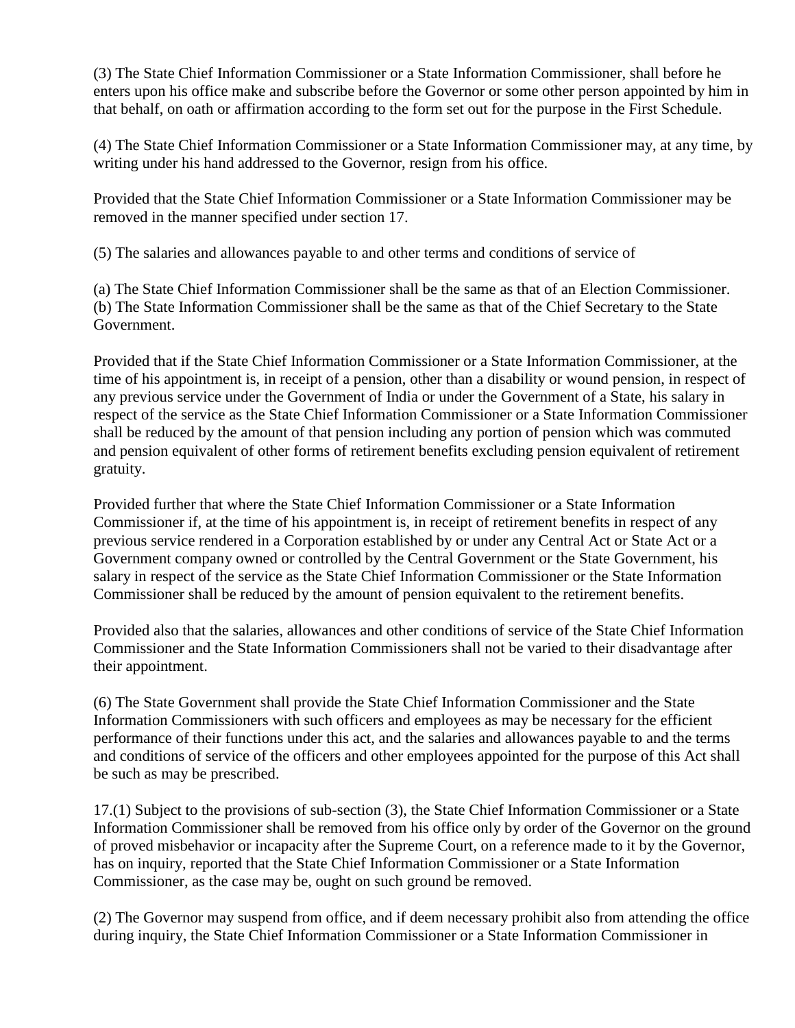(3) The State Chief Information Commissioner or a State Information Commissioner, shall before he enters upon his office make and subscribe before the Governor or some other person appointed by him in that behalf, on oath or affirmation according to the form set out for the purpose in the First Schedule.

(4) The State Chief Information Commissioner or a State Information Commissioner may, at any time, by writing under his hand addressed to the Governor, resign from his office.

Provided that the State Chief Information Commissioner or a State Information Commissioner may be removed in the manner specified under section 17.

(5) The salaries and allowances payable to and other terms and conditions of service of

(a) The State Chief Information Commissioner shall be the same as that of an Election Commissioner.
(b) The State Information Commissioner shall be the same as that of the Chief Secretary to the State Government.

Provided that if the State Chief Information Commissioner or a State Information Commissioner, at the time of his appointment is, in receipt of a pension, other than a disability or wound pension, in respect of any previous service under the Government of India or under the Government of a State, his salary in respect of the service as the State Chief Information Commissioner or a State Information Commissioner shall be reduced by the amount of that pension including any portion of pension which was commuted and pension equivalent of other forms of retirement benefits excluding pension equivalent of retirement gratuity.

Provided further that where the State Chief Information Commissioner or a State Information Commissioner if, at the time of his appointment is, in receipt of retirement benefits in respect of any previous service rendered in a Corporation established by or under any Central Act or State Act or a Government company owned or controlled by the Central Government or the State Government, his salary in respect of the service as the State Chief Information Commissioner or the State Information Commissioner shall be reduced by the amount of pension equivalent to the retirement benefits.

Provided also that the salaries, allowances and other conditions of service of the State Chief Information Commissioner and the State Information Commissioners shall not be varied to their disadvantage after their appointment.

(6) The State Government shall provide the State Chief Information Commissioner and the State Information Commissioners with such officers and employees as may be necessary for the efficient performance of their functions under this act, and the salaries and allowances payable to and the terms and conditions of service of the officers and other employees appointed for the purpose of this Act shall be such as may be prescribed.

17.(1) Subject to the provisions of sub-section (3), the State Chief Information Commissioner or a State Information Commissioner shall be removed from his office only by order of the Governor on the ground of proved misbehavior or incapacity after the Supreme Court, on a reference made to it by the Governor, has on inquiry, reported that the State Chief Information Commissioner or a State Information Commissioner, as the case may be, ought on such ground be removed.

(2) The Governor may suspend from office, and if deem necessary prohibit also from attending the office during inquiry, the State Chief Information Commissioner or a State Information Commissioner in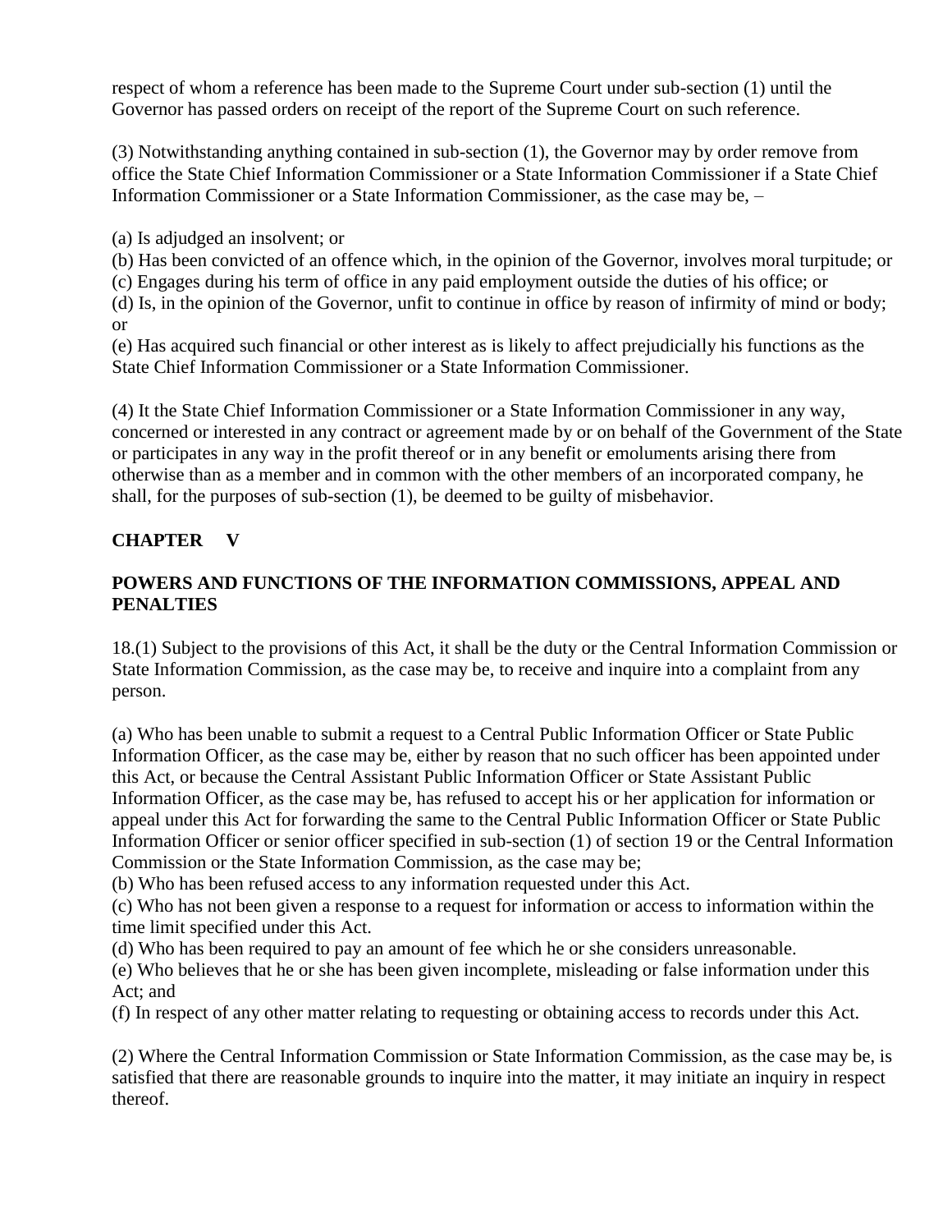respect of whom a reference has been made to the Supreme Court under sub-section (1) until the Governor has passed orders on receipt of the report of the Supreme Court on such reference.

(3) Notwithstanding anything contained in sub-section (1), the Governor may by order remove from office the State Chief Information Commissioner or a State Information Commissioner if a State Chief Information Commissioner or a State Information Commissioner, as the case may be, –

(a) Is adjudged an insolvent; or
(b) Has been convicted of an offence which, in the opinion of the Governor, involves moral turpitude; or
(c) Engages during his term of office in any paid employment outside the duties of his office; or
(d) Is, in the opinion of the Governor, unfit to continue in office by reason of infirmity of mind or body; or
(e) Has acquired such financial or other interest as is likely to affect prejudicially his functions as the State Chief Information Commissioner or a State Information Commissioner.

(4) It the State Chief Information Commissioner or a State Information Commissioner in any way, concerned or interested in any contract or agreement made by or on behalf of the Government of the State or participates in any way in the profit thereof or in any benefit or emoluments arising there from otherwise than as a member and in common with the other members of an incorporated company, he shall, for the purposes of sub-section (1), be deemed to be guilty of misbehavior.

## CHAPTER V

## POWERS AND FUNCTIONS OF THE INFORMATION COMMISSIONS, APPEAL AND PENALTIES

18.(1) Subject to the provisions of this Act, it shall be the duty or the Central Information Commission or State Information Commission, as the case may be, to receive and inquire into a complaint from any person.

(a) Who has been unable to submit a request to a Central Public Information Officer or State Public Information Officer, as the case may be, either by reason that no such officer has been appointed under this Act, or because the Central Assistant Public Information Officer or State Assistant Public Information Officer, as the case may be, has refused to accept his or her application for information or appeal under this Act for forwarding the same to the Central Public Information Officer or State Public Information Officer or senior officer specified in sub-section (1) of section 19 or the Central Information Commission or the State Information Commission, as the case may be;
(b) Who has been refused access to any information requested under this Act.
(c) Who has not been given a response to a request for information or access to information within the time limit specified under this Act.
(d) Who has been required to pay an amount of fee which he or she considers unreasonable.
(e) Who believes that he or she has been given incomplete, misleading or false information under this Act; and
(f) In respect of any other matter relating to requesting or obtaining access to records under this Act.

(2) Where the Central Information Commission or State Information Commission, as the case may be, is satisfied that there are reasonable grounds to inquire into the matter, it may initiate an inquiry in respect thereof.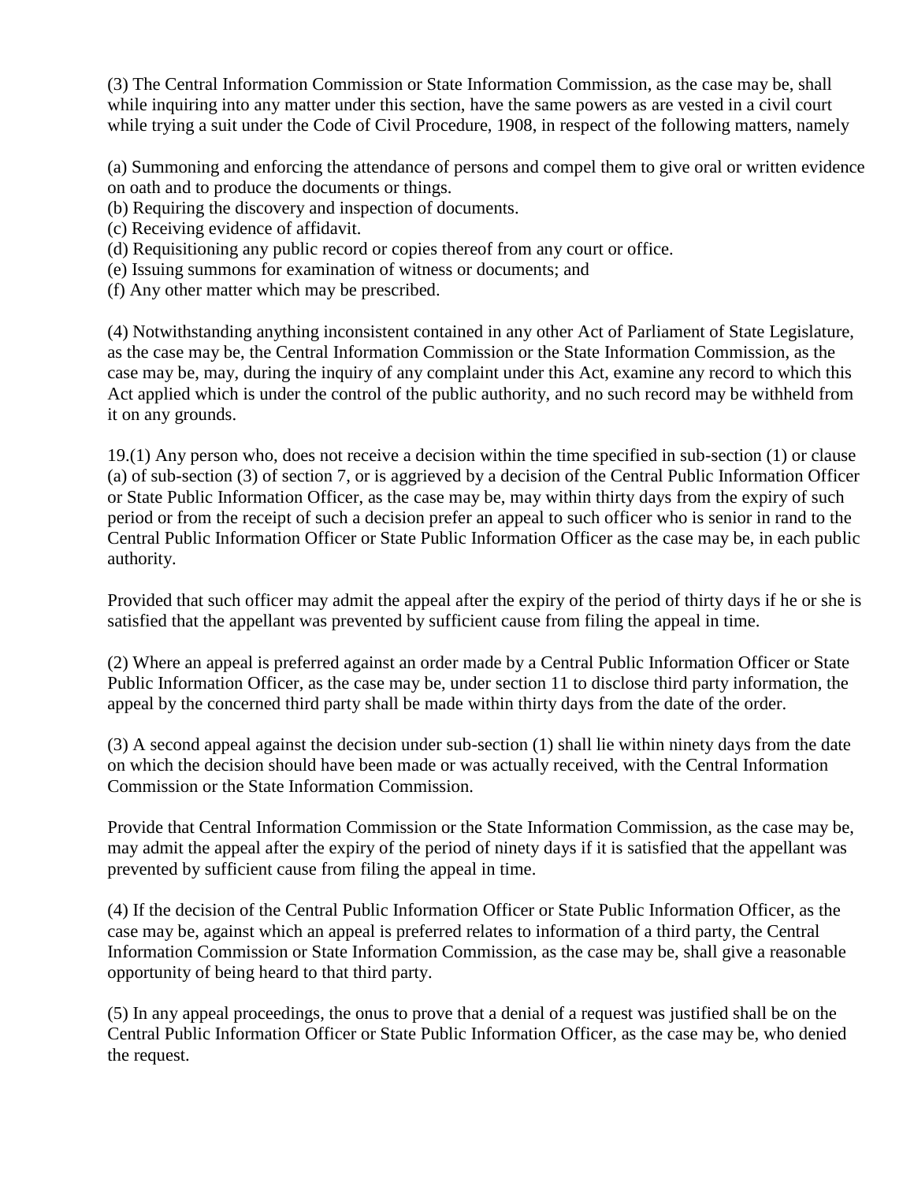(3) The Central Information Commission or State Information Commission, as the case may be, shall while inquiring into any matter under this section, have the same powers as are vested in a civil court while trying a suit under the Code of Civil Procedure, 1908, in respect of the following matters, namely

(a) Summoning and enforcing the attendance of persons and compel them to give oral or written evidence on oath and to produce the documents or things.
(b) Requiring the discovery and inspection of documents.
(c) Receiving evidence of affidavit.
(d) Requisitioning any public record or copies thereof from any court or office.
(e) Issuing summons for examination of witness or documents; and
(f) Any other matter which may be prescribed.

(4) Notwithstanding anything inconsistent contained in any other Act of Parliament of State Legislature, as the case may be, the Central Information Commission or the State Information Commission, as the case may be, may, during the inquiry of any complaint under this Act, examine any record to which this Act applied which is under the control of the public authority, and no such record may be withheld from it on any grounds.

19.(1) Any person who, does not receive a decision within the time specified in sub-section (1) or clause (a) of sub-section (3) of section 7, or is aggrieved by a decision of the Central Public Information Officer or State Public Information Officer, as the case may be, may within thirty days from the expiry of such period or from the receipt of such a decision prefer an appeal to such officer who is senior in rand to the Central Public Information Officer or State Public Information Officer as the case may be, in each public authority.

Provided that such officer may admit the appeal after the expiry of the period of thirty days if he or she is satisfied that the appellant was prevented by sufficient cause from filing the appeal in time.

(2) Where an appeal is preferred against an order made by a Central Public Information Officer or State Public Information Officer, as the case may be, under section 11 to disclose third party information, the appeal by the concerned third party shall be made within thirty days from the date of the order.

(3) A second appeal against the decision under sub-section (1) shall lie within ninety days from the date on which the decision should have been made or was actually received, with the Central Information Commission or the State Information Commission.

Provide that Central Information Commission or the State Information Commission, as the case may be, may admit the appeal after the expiry of the period of ninety days if it is satisfied that the appellant was prevented by sufficient cause from filing the appeal in time.

(4) If the decision of the Central Public Information Officer or State Public Information Officer, as the case may be, against which an appeal is preferred relates to information of a third party, the Central Information Commission or State Information Commission, as the case may be, shall give a reasonable opportunity of being heard to that third party.

(5) In any appeal proceedings, the onus to prove that a denial of a request was justified shall be on the Central Public Information Officer or State Public Information Officer, as the case may be, who denied the request.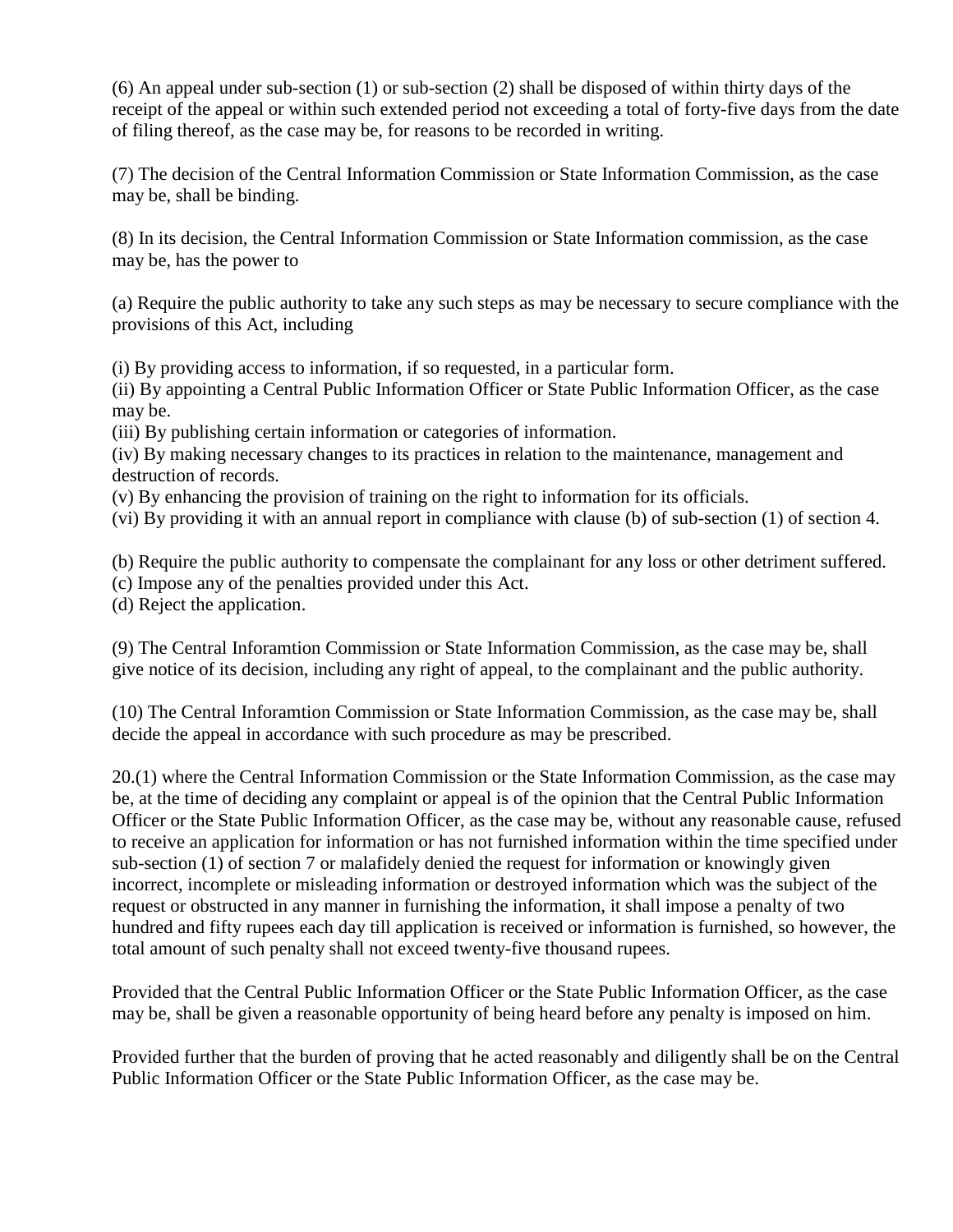(6) An appeal under sub-section (1) or sub-section (2) shall be disposed of within thirty days of the receipt of the appeal or within such extended period not exceeding a total of forty-five days from the date of filing thereof, as the case may be, for reasons to be recorded in writing.

(7) The decision of the Central Information Commission or State Information Commission, as the case may be, shall be binding.

(8) In its decision, the Central Information Commission or State Information commission, as the case may be, has the power to

(a) Require the public authority to take any such steps as may be necessary to secure compliance with the provisions of this Act, including

(i) By providing access to information, if so requested, in a particular form.
(ii) By appointing a Central Public Information Officer or State Public Information Officer, as the case may be.
(iii) By publishing certain information or categories of information.
(iv) By making necessary changes to its practices in relation to the maintenance, management and destruction of records.
(v) By enhancing the provision of training on the right to information for its officials.
(vi) By providing it with an annual report in compliance with clause (b) of sub-section (1) of section 4.

(b) Require the public authority to compensate the complainant for any loss or other detriment suffered.
(c) Impose any of the penalties provided under this Act.
(d) Reject the application.

(9) The Central Inforamtion Commission or State Information Commission, as the case may be, shall give notice of its decision, including any right of appeal, to the complainant and the public authority.

(10) The Central Inforamtion Commission or State Information Commission, as the case may be, shall decide the appeal in accordance with such procedure as may be prescribed.

20.(1) where the Central Information Commission or the State Information Commission, as the case may be, at the time of deciding any complaint or appeal is of the opinion that the Central Public Information Officer or the State Public Information Officer, as the case may be, without any reasonable cause, refused to receive an application for information or has not furnished information within the time specified under sub-section (1) of section 7 or malafidely denied the request for information or knowingly given incorrect, incomplete or misleading information or destroyed information which was the subject of the request or obstructed in any manner in furnishing the information, it shall impose a penalty of two hundred and fifty rupees each day till application is received or information is furnished, so however, the total amount of such penalty shall not exceed twenty-five thousand rupees.

Provided that the Central Public Information Officer or the State Public Information Officer, as the case may be, shall be given a reasonable opportunity of being heard before any penalty is imposed on him.

Provided further that the burden of proving that he acted reasonably and diligently shall be on the Central Public Information Officer or the State Public Information Officer, as the case may be.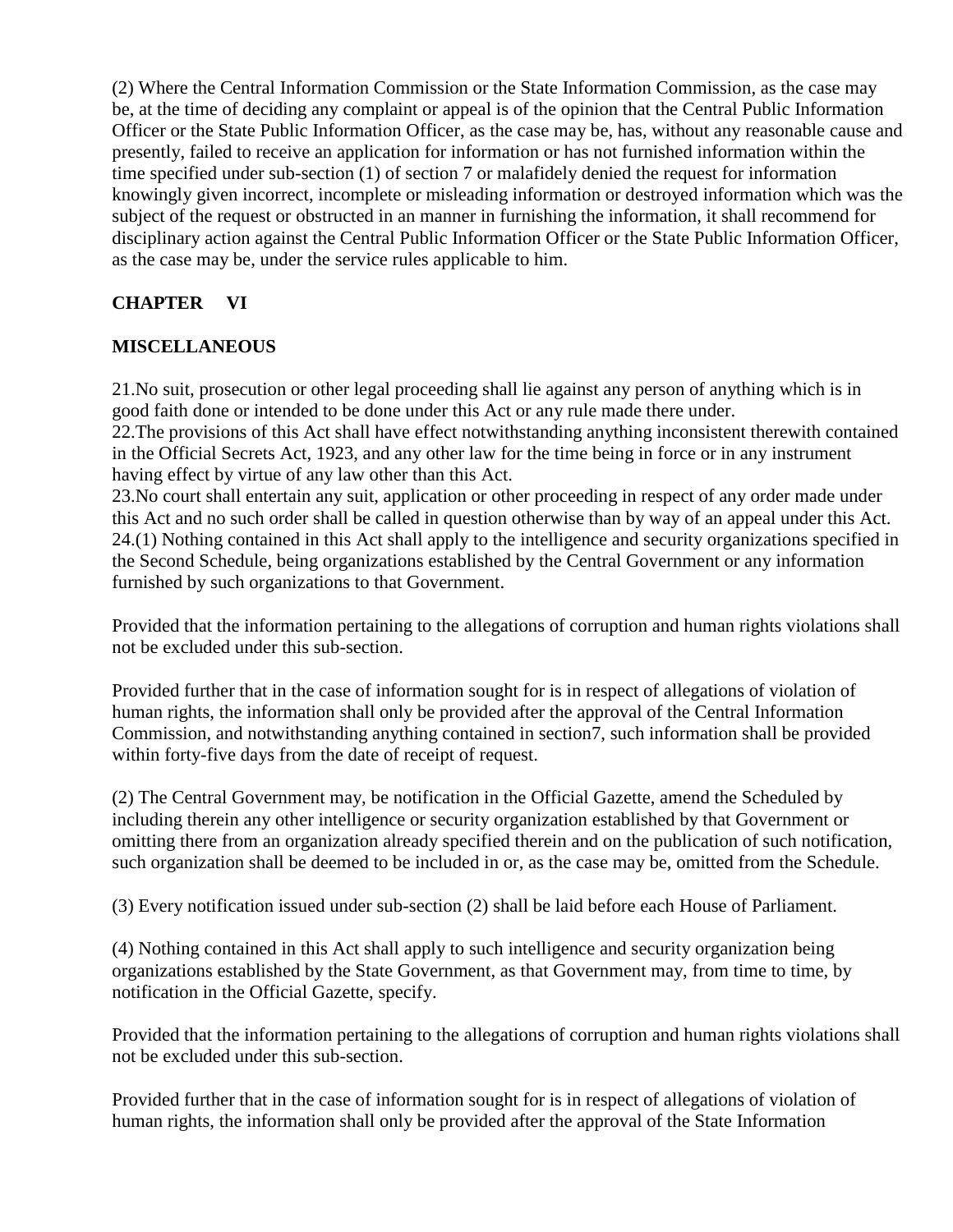(2) Where the Central Information Commission or the State Information Commission, as the case may be, at the time of deciding any complaint or appeal is of the opinion that the Central Public Information Officer or the State Public Information Officer, as the case may be, has, without any reasonable cause and presently, failed to receive an application for information or has not furnished information within the time specified under sub-section (1) of section 7 or malafidely denied the request for information knowingly given incorrect, incomplete or misleading information or destroyed information which was the subject of the request or obstructed in an manner in furnishing the information, it shall recommend for disciplinary action against the Central Public Information Officer or the State Public Information Officer, as the case may be, under the service rules applicable to him.

**CHAPTER VI**

**MISCELLANEOUS**

21.No suit, prosecution or other legal proceeding shall lie against any person of anything which is in good faith done or intended to be done under this Act or any rule made there under.
22.The provisions of this Act shall have effect notwithstanding anything inconsistent therewith contained in the Official Secrets Act, 1923, and any other law for the time being in force or in any instrument having effect by virtue of any law other than this Act.
23.No court shall entertain any suit, application or other proceeding in respect of any order made under this Act and no such order shall be called in question otherwise than by way of an appeal under this Act.
24.(1) Nothing contained in this Act shall apply to the intelligence and security organizations specified in the Second Schedule, being organizations established by the Central Government or any information furnished by such organizations to that Government.

Provided that the information pertaining to the allegations of corruption and human rights violations shall not be excluded under this sub-section.

Provided further that in the case of information sought for is in respect of allegations of violation of human rights, the information shall only be provided after the approval of the Central Information Commission, and notwithstanding anything contained in section7, such information shall be provided within forty-five days from the date of receipt of request.

(2) The Central Government may, be notification in the Official Gazette, amend the Scheduled by including therein any other intelligence or security organization established by that Government or omitting there from an organization already specified therein and on the publication of such notification, such organization shall be deemed to be included in or, as the case may be, omitted from the Schedule.

(3) Every notification issued under sub-section (2) shall be laid before each House of Parliament.

(4) Nothing contained in this Act shall apply to such intelligence and security organization being organizations established by the State Government, as that Government may, from time to time, by notification in the Official Gazette, specify.

Provided that the information pertaining to the allegations of corruption and human rights violations shall not be excluded under this sub-section.

Provided further that in the case of information sought for is in respect of allegations of violation of human rights, the information shall only be provided after the approval of the State Information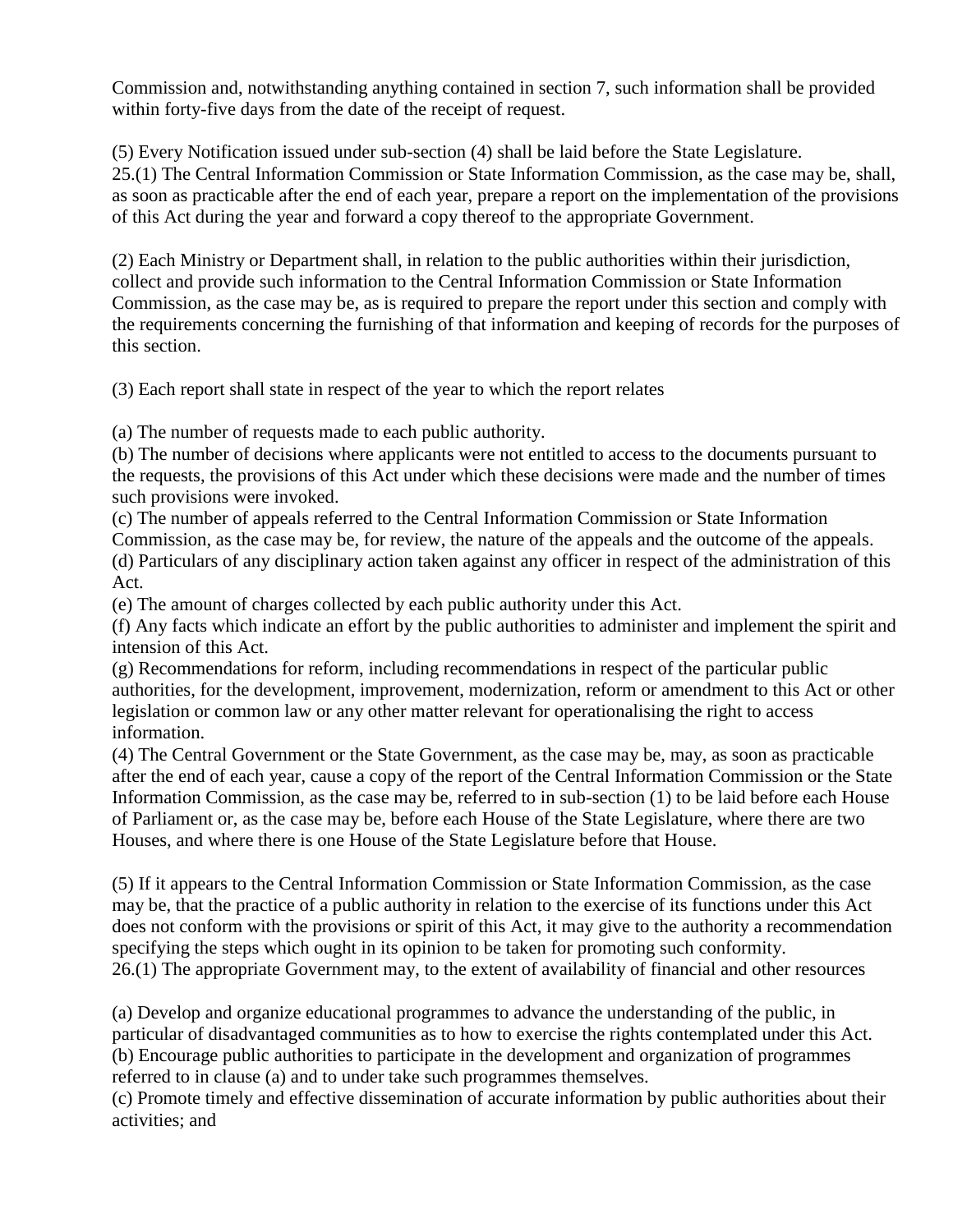Commission and, notwithstanding anything contained in section 7, such information shall be provided within forty-five days from the date of the receipt of request.

(5) Every Notification issued under sub-section (4) shall be laid before the State Legislature.
25.(1) The Central Information Commission or State Information Commission, as the case may be, shall, as soon as practicable after the end of each year, prepare a report on the implementation of the provisions of this Act during the year and forward a copy thereof to the appropriate Government.

(2) Each Ministry or Department shall, in relation to the public authorities within their jurisdiction, collect and provide such information to the Central Information Commission or State Information Commission, as the case may be, as is required to prepare the report under this section and comply with the requirements concerning the furnishing of that information and keeping of records for the purposes of this section.

(3) Each report shall state in respect of the year to which the report relates

(a) The number of requests made to each public authority.
(b) The number of decisions where applicants were not entitled to access to the documents pursuant to the requests, the provisions of this Act under which these decisions were made and the number of times such provisions were invoked.
(c) The number of appeals referred to the Central Information Commission or State Information Commission, as the case may be, for review, the nature of the appeals and the outcome of the appeals.
(d) Particulars of any disciplinary action taken against any officer in respect of the administration of this Act.
(e) The amount of charges collected by each public authority under this Act.
(f) Any facts which indicate an effort by the public authorities to administer and implement the spirit and intension of this Act.
(g) Recommendations for reform, including recommendations in respect of the particular public authorities, for the development, improvement, modernization, reform or amendment to this Act or other legislation or common law or any other matter relevant for operationalising the right to access information.
(4) The Central Government or the State Government, as the case may be, may, as soon as practicable after the end of each year, cause a copy of the report of the Central Information Commission or the State Information Commission, as the case may be, referred to in sub-section (1) to be laid before each House of Parliament or, as the case may be, before each House of the State Legislature, where there are two Houses, and where there is one House of the State Legislature before that House.

(5) If it appears to the Central Information Commission or State Information Commission, as the case may be, that the practice of a public authority in relation to the exercise of its functions under this Act does not conform with the provisions or spirit of this Act, it may give to the authority a recommendation specifying the steps which ought in its opinion to be taken for promoting such conformity.
26.(1) The appropriate Government may, to the extent of availability of financial and other resources

(a) Develop and organize educational programmes to advance the understanding of the public, in particular of disadvantaged communities as to how to exercise the rights contemplated under this Act.
(b) Encourage public authorities to participate in the development and organization of programmes referred to in clause (a) and to under take such programmes themselves.
(c) Promote timely and effective dissemination of accurate information by public authorities about their activities; and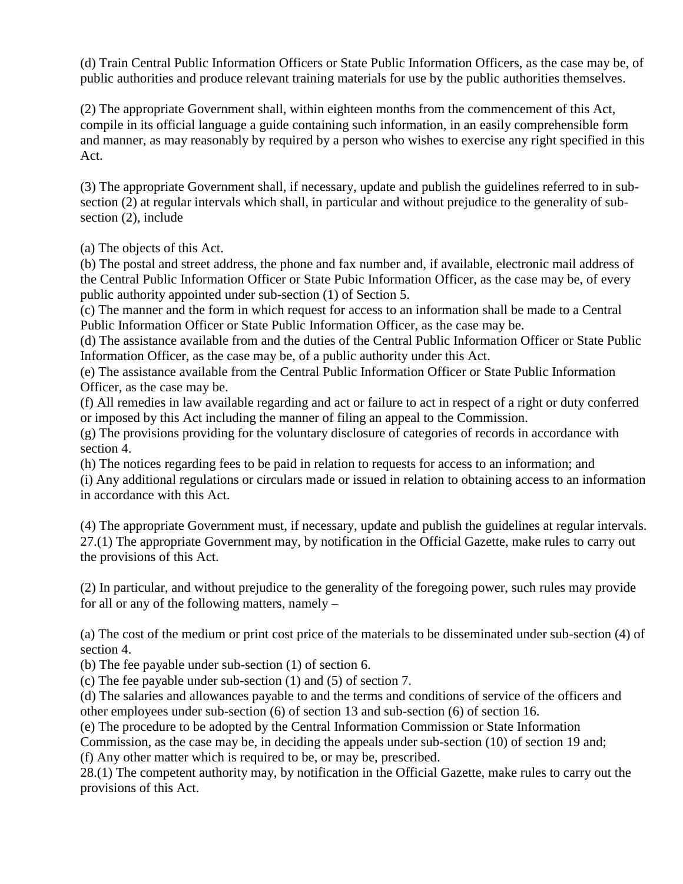(d) Train Central Public Information Officers or State Public Information Officers, as the case may be, of public authorities and produce relevant training materials for use by the public authorities themselves.

(2) The appropriate Government shall, within eighteen months from the commencement of this Act, compile in its official language a guide containing such information, in an easily comprehensible form and manner, as may reasonably by required by a person who wishes to exercise any right specified in this Act.

(3) The appropriate Government shall, if necessary, update and publish the guidelines referred to in sub-section (2) at regular intervals which shall, in particular and without prejudice to the generality of sub-section (2), include

(a) The objects of this Act.
(b) The postal and street address, the phone and fax number and, if available, electronic mail address of the Central Public Information Officer or State Pubic Information Officer, as the case may be, of every public authority appointed under sub-section (1) of Section 5.
(c) The manner and the form in which request for access to an information shall be made to a Central Public Information Officer or State Public Information Officer, as the case may be.
(d) The assistance available from and the duties of the Central Public Information Officer or State Public Information Officer, as the case may be, of a public authority under this Act.
(e) The assistance available from the Central Public Information Officer or State Public Information Officer, as the case may be.
(f) All remedies in law available regarding and act or failure to act in respect of a right or duty conferred or imposed by this Act including the manner of filing an appeal to the Commission.
(g) The provisions providing for the voluntary disclosure of categories of records in accordance with section 4.
(h) The notices regarding fees to be paid in relation to requests for access to an information; and
(i) Any additional regulations or circulars made or issued in relation to obtaining access to an information in accordance with this Act.

(4) The appropriate Government must, if necessary, update and publish the guidelines at regular intervals.
27.(1) The appropriate Government may, by notification in the Official Gazette, make rules to carry out the provisions of this Act.

(2) In particular, and without prejudice to the generality of the foregoing power, such rules may provide for all or any of the following matters, namely –

(a) The cost of the medium or print cost price of the materials to be disseminated under sub-section (4) of section 4.
(b) The fee payable under sub-section (1) of section 6.
(c) The fee payable under sub-section (1) and (5) of section 7.
(d) The salaries and allowances payable to and the terms and conditions of service of the officers and other employees under sub-section (6) of section 13 and sub-section (6) of section 16.
(e) The procedure to be adopted by the Central Information Commission or State Information Commission, as the case may be, in deciding the appeals under sub-section (10) of section 19 and;
(f) Any other matter which is required to be, or may be, prescribed.
28.(1) The competent authority may, by notification in the Official Gazette, make rules to carry out the provisions of this Act.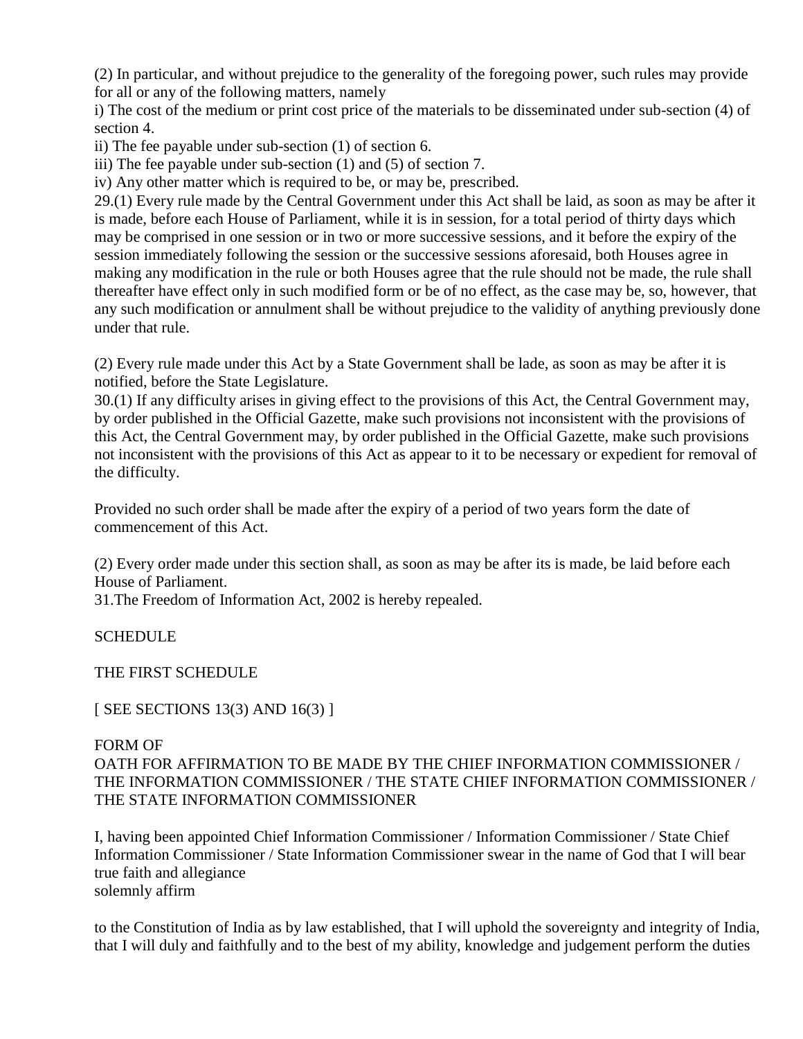(2) In particular, and without prejudice to the generality of the foregoing power, such rules may provide for all or any of the following matters, namely

i) The cost of the medium or print cost price of the materials to be disseminated under sub-section (4) of section 4.

ii) The fee payable under sub-section (1) of section 6.

iii) The fee payable under sub-section (1) and (5) of section 7.

iv) Any other matter which is required to be, or may be, prescribed.

29.(1) Every rule made by the Central Government under this Act shall be laid, as soon as may be after it is made, before each House of Parliament, while it is in session, for a total period of thirty days which may be comprised in one session or in two or more successive sessions, and it before the expiry of the session immediately following the session or the successive sessions aforesaid, both Houses agree in making any modification in the rule or both Houses agree that the rule should not be made, the rule shall thereafter have effect only in such modified form or be of no effect, as the case may be, so, however, that any such modification or annulment shall be without prejudice to the validity of anything previously done under that rule.

(2) Every rule made under this Act by a State Government shall be lade, as soon as may be after it is notified, before the State Legislature.

30.(1) If any difficulty arises in giving effect to the provisions of this Act, the Central Government may, by order published in the Official Gazette, make such provisions not inconsistent with the provisions of this Act, the Central Government may, by order published in the Official Gazette, make such provisions not inconsistent with the provisions of this Act as appear to it to be necessary or expedient for removal of the difficulty.

Provided no such order shall be made after the expiry of a period of two years form the date of commencement of this Act.

(2) Every order made under this section shall, as soon as may be after its is made, be laid before each House of Parliament.

31.The Freedom of Information Act, 2002 is hereby repealed.

SCHEDULE

THE FIRST SCHEDULE

[ SEE SECTIONS 13(3) AND 16(3) ]

FORM OF
OATH FOR AFFIRMATION TO BE MADE BY THE CHIEF INFORMATION COMMISSIONER / THE INFORMATION COMMISSIONER / THE STATE CHIEF INFORMATION COMMISSIONER / THE STATE INFORMATION COMMISSIONER

I, having been appointed Chief Information Commissioner / Information Commissioner / State Chief Information Commissioner / State Information Commissioner swear in the name of God that I will bear true faith and allegiance
solemnly affirm

to the Constitution of India as by law established, that I will uphold the sovereignty and integrity of India, that I will duly and faithfully and to the best of my ability, knowledge and judgement perform the duties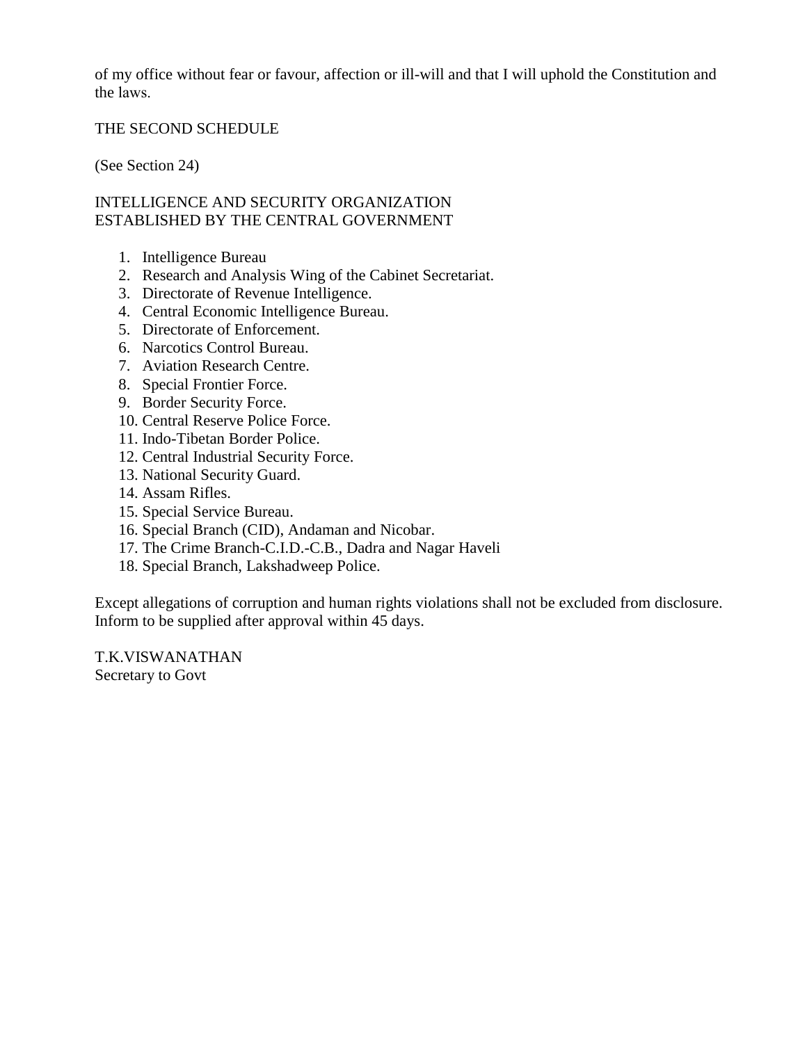of my office without fear or favour, affection or ill-will and that I will uphold the Constitution and the laws.

## THE SECOND SCHEDULE

(See Section 24)

### INTELLIGENCE AND SECURITY ORGANIZATION ESTABLISHED BY THE CENTRAL GOVERNMENT

1. Intelligence Bureau
2. Research and Analysis Wing of the Cabinet Secretariat.
3. Directorate of Revenue Intelligence.
4. Central Economic Intelligence Bureau.
5. Directorate of Enforcement.
6. Narcotics Control Bureau.
7. Aviation Research Centre.
8. Special Frontier Force.
9. Border Security Force.
10. Central Reserve Police Force.
11. Indo-Tibetan Border Police.
12. Central Industrial Security Force.
13. National Security Guard.
14. Assam Rifles.
15. Special Service Bureau.
16. Special Branch (CID), Andaman and Nicobar.
17. The Crime Branch-C.I.D.-C.B., Dadra and Nagar Haveli
18. Special Branch, Lakshadweep Police.

Except allegations of corruption and human rights violations shall not be excluded from disclosure. Inform to be supplied after approval within 45 days.

T.K.VISWANATHAN
Secretary to Govt